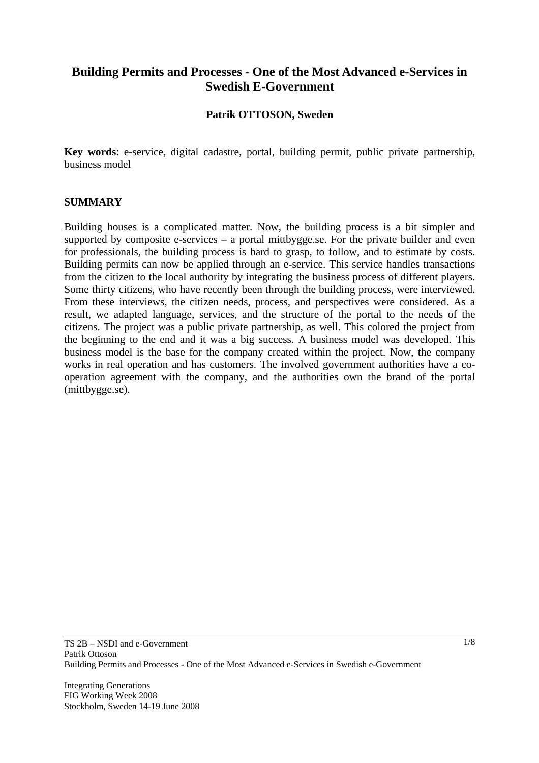# Building Permits and Processes - One of the Most Advanced e-Services in Swedish E-Government

**Patrik OTTOSON, Sweden**

**Key words**: e-service, digital cadastre, portal, building permit, public private partnership, business model

## SUMMARY

Building houses is a complicated matter. Now, the building process is a bit simpler and supported by composite e-services – a portal mittbygge.se. For the private builder and even for professionals, the building process is hard to grasp, to follow, and to estimate by costs. Building permits can now be applied through an e-service. This service handles transactions from the citizen to the local authority by integrating the business process of different players. Some thirty citizens, who have recently been through the building process, were interviewed. From these interviews, the citizen needs, process, and perspectives were considered. As a result, we adapted language, services, and the structure of the portal to the needs of the citizens. The project was a public private partnership, as well. This colored the project from the beginning to the end and it was a big success. A business model was developed. This business model is the base for the company created within the project. Now, the company works in real operation and has customers. The involved government authorities have a co-operation agreement with the company, and the authorities own the brand of the portal (mittbygge.se).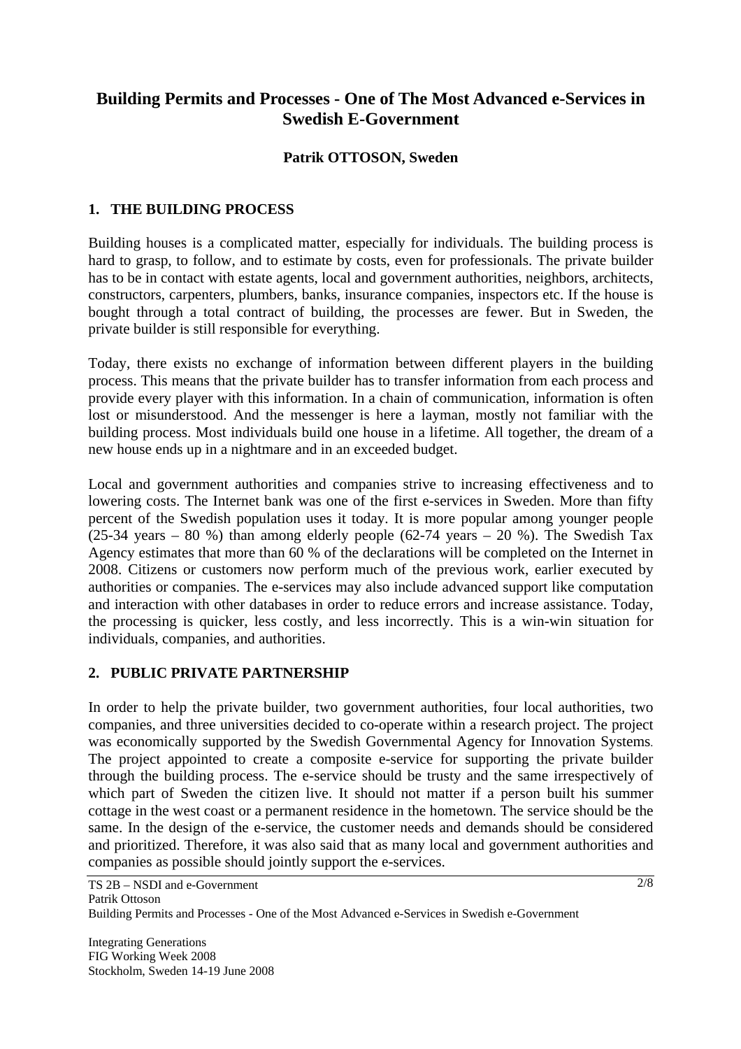# Building Permits and Processes - One of The Most Advanced e-Services in Swedish E-Government

**Patrik OTTOSON, Sweden**

## 1. THE BUILDING PROCESS

Building houses is a complicated matter, especially for individuals. The building process is hard to grasp, to follow, and to estimate by costs, even for professionals. The private builder has to be in contact with estate agents, local and government authorities, neighbors, architects, constructors, carpenters, plumbers, banks, insurance companies, inspectors etc. If the house is bought through a total contract of building, the processes are fewer. But in Sweden, the private builder is still responsible for everything.

Today, there exists no exchange of information between different players in the building process. This means that the private builder has to transfer information from each process and provide every player with this information. In a chain of communication, information is often lost or misunderstood. And the messenger is here a layman, mostly not familiar with the building process. Most individuals build one house in a lifetime. All together, the dream of a new house ends up in a nightmare and in an exceeded budget.

Local and government authorities and companies strive to increasing effectiveness and to lowering costs. The Internet bank was one of the first e-services in Sweden. More than fifty percent of the Swedish population uses it today. It is more popular among younger people (25-34 years – 80 %) than among elderly people (62-74 years – 20 %). The Swedish Tax Agency estimates that more than 60 % of the declarations will be completed on the Internet in 2008. Citizens or customers now perform much of the previous work, earlier executed by authorities or companies. The e-services may also include advanced support like computation and interaction with other databases in order to reduce errors and increase assistance. Today, the processing is quicker, less costly, and less incorrectly. This is a win-win situation for individuals, companies, and authorities.

## 2. PUBLIC PRIVATE PARTNERSHIP

In order to help the private builder, two government authorities, four local authorities, two companies, and three universities decided to co-operate within a research project. The project was economically supported by the Swedish Governmental Agency for Innovation Systems. The project appointed to create a composite e-service for supporting the private builder through the building process. The e-service should be trusty and the same irrespectively of which part of Sweden the citizen live. It should not matter if a person built his summer cottage in the west coast or a permanent residence in the hometown. The service should be the same. In the design of the e-service, the customer needs and demands should be considered and prioritized. Therefore, it was also said that as many local and government authorities and companies as possible should jointly support the e-services.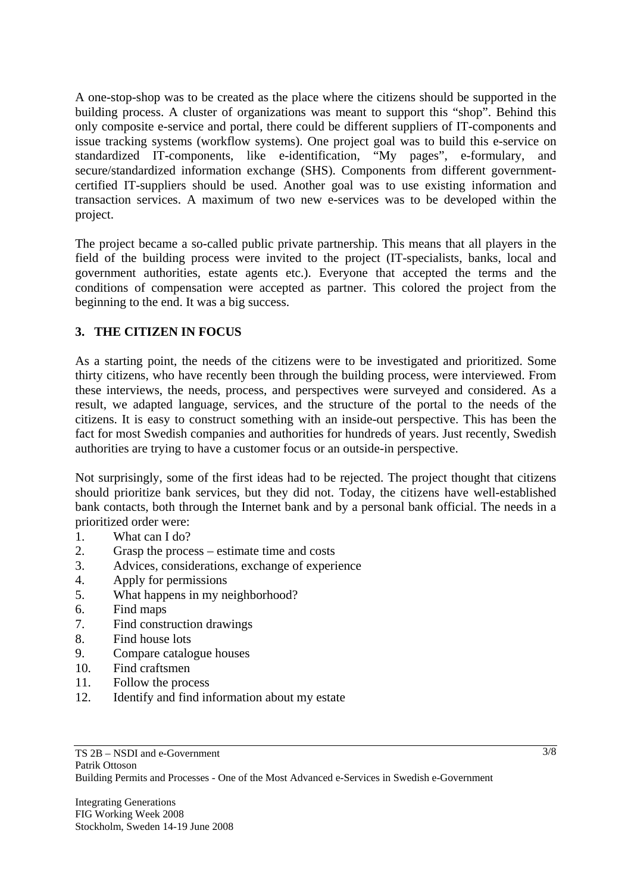A one-stop-shop was to be created as the place where the citizens should be supported in the building process. A cluster of organizations was meant to support this "shop". Behind this only composite e-service and portal, there could be different suppliers of IT-components and issue tracking systems (workflow systems). One project goal was to build this e-service on standardized IT-components, like e-identification, "My pages", e-formulary, and secure/standardized information exchange (SHS). Components from different government-certified IT-suppliers should be used. Another goal was to use existing information and transaction services. A maximum of two new e-services was to be developed within the project.

The project became a so-called public private partnership. This means that all players in the field of the building process were invited to the project (IT-specialists, banks, local and government authorities, estate agents etc.). Everyone that accepted the terms and the conditions of compensation were accepted as partner. This colored the project from the beginning to the end. It was a big success.

## 3. THE CITIZEN IN FOCUS

As a starting point, the needs of the citizens were to be investigated and prioritized. Some thirty citizens, who have recently been through the building process, were interviewed. From these interviews, the needs, process, and perspectives were surveyed and considered. As a result, we adapted language, services, and the structure of the portal to the needs of the citizens. It is easy to construct something with an inside-out perspective. This has been the fact for most Swedish companies and authorities for hundreds of years. Just recently, Swedish authorities are trying to have a customer focus or an outside-in perspective.

Not surprisingly, some of the first ideas had to be rejected. The project thought that citizens should prioritize bank services, but they did not. Today, the citizens have well-established bank contacts, both through the Internet bank and by a personal bank official. The needs in a prioritized order were:

1. What can I do?
2. Grasp the process – estimate time and costs
3. Advices, considerations, exchange of experience
4. Apply for permissions
5. What happens in my neighborhood?
6. Find maps
7. Find construction drawings
8. Find house lots
9. Compare catalogue houses
10. Find craftsmen
11. Follow the process
12. Identify and find information about my estate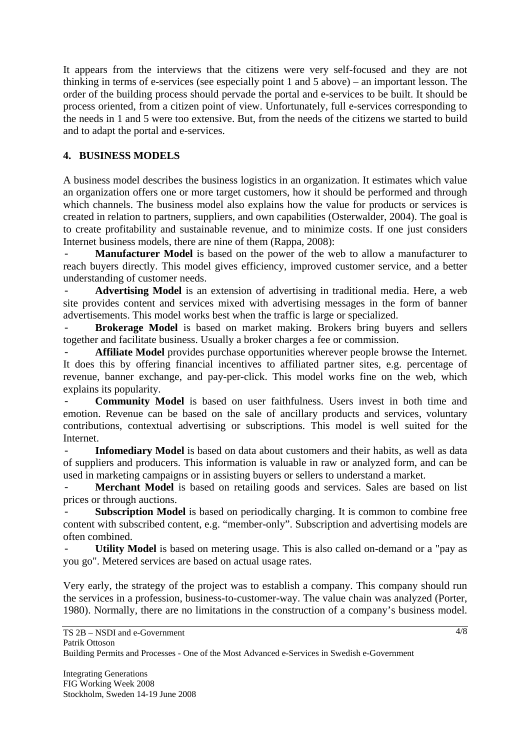It appears from the interviews that the citizens were very self-focused and they are not thinking in terms of e-services (see especially point 1 and 5 above) – an important lesson. The order of the building process should pervade the portal and e-services to be built. It should be process oriented, from a citizen point of view. Unfortunately, full e-services corresponding to the needs in 1 and 5 were too extensive. But, from the needs of the citizens we started to build and to adapt the portal and e-services.

## 4. BUSINESS MODELS

A business model describes the business logistics in an organization. It estimates which value an organization offers one or more target customers, how it should be performed and through which channels. The business model also explains how the value for products or services is created in relation to partners, suppliers, and own capabilities (Osterwalder, 2004). The goal is to create profitability and sustainable revenue, and to minimize costs. If one just considers Internet business models, there are nine of them (Rappa, 2008):

- **Manufacturer Model** is based on the power of the web to allow a manufacturer to reach buyers directly. This model gives efficiency, improved customer service, and a better understanding of customer needs.
- **Advertising Model** is an extension of advertising in traditional media. Here, a web site provides content and services mixed with advertising messages in the form of banner advertisements. This model works best when the traffic is large or specialized.
- **Brokerage Model** is based on market making. Brokers bring buyers and sellers together and facilitate business. Usually a broker charges a fee or commission.
- **Affiliate Model** provides purchase opportunities wherever people browse the Internet. It does this by offering financial incentives to affiliated partner sites, e.g. percentage of revenue, banner exchange, and pay-per-click. This model works fine on the web, which explains its popularity.
- **Community Model** is based on user faithfulness. Users invest in both time and emotion. Revenue can be based on the sale of ancillary products and services, voluntary contributions, contextual advertising or subscriptions. This model is well suited for the Internet.
- **Infomediary Model** is based on data about customers and their habits, as well as data of suppliers and producers. This information is valuable in raw or analyzed form, and can be used in marketing campaigns or in assisting buyers or sellers to understand a market.
- **Merchant Model** is based on retailing goods and services. Sales are based on list prices or through auctions.
- **Subscription Model** is based on periodically charging. It is common to combine free content with subscribed content, e.g. "member-only". Subscription and advertising models are often combined.
- **Utility Model** is based on metering usage. This is also called on-demand or a "pay as you go". Metered services are based on actual usage rates.

Very early, the strategy of the project was to establish a company. This company should run the services in a profession, business-to-customer-way. The value chain was analyzed (Porter, 1980). Normally, there are no limitations in the construction of a company's business model.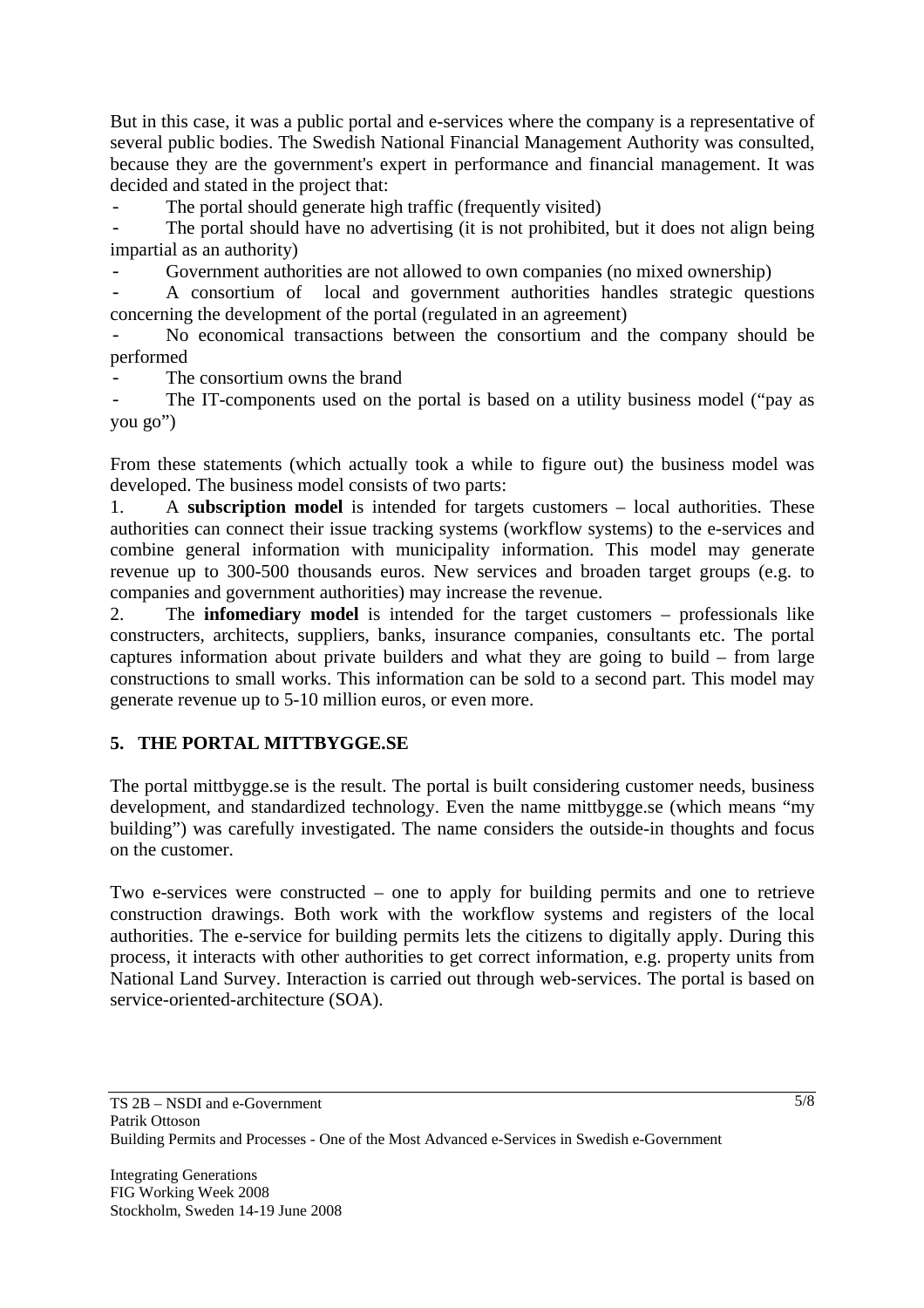But in this case, it was a public portal and e-services where the company is a representative of several public bodies. The Swedish National Financial Management Authority was consulted, because they are the government's expert in performance and financial management. It was decided and stated in the project that:

- The portal should generate high traffic (frequently visited)
- The portal should have no advertising (it is not prohibited, but it does not align being impartial as an authority)
- Government authorities are not allowed to own companies (no mixed ownership)
- A consortium of local and government authorities handles strategic questions concerning the development of the portal (regulated in an agreement)
- No economical transactions between the consortium and the company should be performed
- The consortium owns the brand
- The IT-components used on the portal is based on a utility business model ("pay as you go")

From these statements (which actually took a while to figure out) the business model was developed. The business model consists of two parts:

1. A **subscription model** is intended for targets customers – local authorities. These authorities can connect their issue tracking systems (workflow systems) to the e-services and combine general information with municipality information. This model may generate revenue up to 300-500 thousands euros. New services and broaden target groups (e.g. to companies and government authorities) may increase the revenue.
2. The **infomediary model** is intended for the target customers – professionals like constructers, architects, suppliers, banks, insurance companies, consultants etc. The portal captures information about private builders and what they are going to build – from large constructions to small works. This information can be sold to a second part. This model may generate revenue up to 5-10 million euros, or even more.

## 5. THE PORTAL MITTBYGGE.SE

The portal mittbygge.se is the result. The portal is built considering customer needs, business development, and standardized technology. Even the name mittbygge.se (which means "my building") was carefully investigated. The name considers the outside-in thoughts and focus on the customer.

Two e-services were constructed – one to apply for building permits and one to retrieve construction drawings. Both work with the workflow systems and registers of the local authorities. The e-service for building permits lets the citizens to digitally apply. During this process, it interacts with other authorities to get correct information, e.g. property units from National Land Survey. Interaction is carried out through web-services. The portal is based on service-oriented-architecture (SOA).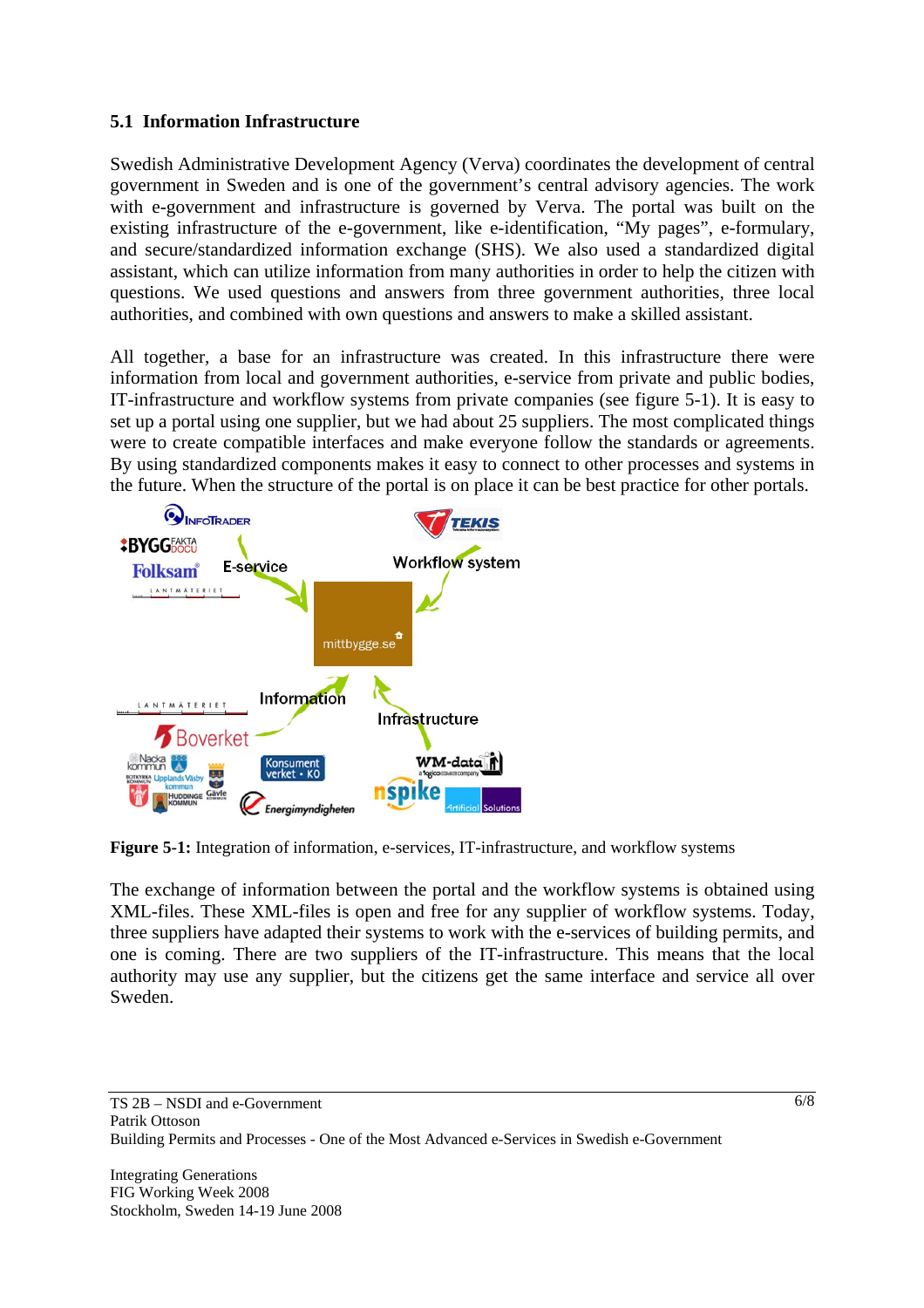## 5.1 Information Infrastructure

Swedish Administrative Development Agency (Verva) coordinates the development of central government in Sweden and is one of the government's central advisory agencies. The work with e-government and infrastructure is governed by Verva. The portal was built on the existing infrastructure of the e-government, like e-identification, "My pages", e-formulary, and secure/standardized information exchange (SHS). We also used a standardized digital assistant, which can utilize information from many authorities in order to help the citizen with questions. We used questions and answers from three government authorities, three local authorities, and combined with own questions and answers to make a skilled assistant.

All together, a base for an infrastructure was created. In this infrastructure there were information from local and government authorities, e-service from private and public bodies, IT-infrastructure and workflow systems from private companies (see figure 5-1). It is easy to set up a portal using one supplier, but we had about 25 suppliers. The most complicated things were to create compatible interfaces and make everyone follow the standards or agreements. By using standardized components makes it easy to connect to other processes and systems in the future. When the structure of the portal is on place it can be best practice for other portals.

**Figure 5-1:** Integration of information, e-services, IT-infrastructure, and workflow systems

The exchange of information between the portal and the workflow systems is obtained using XML-files. These XML-files is open and free for any supplier of workflow systems. Today, three suppliers have adapted their systems to work with the e-services of building permits, and one is coming. There are two suppliers of the IT-infrastructure. This means that the local authority may use any supplier, but the citizens get the same interface and service all over Sweden.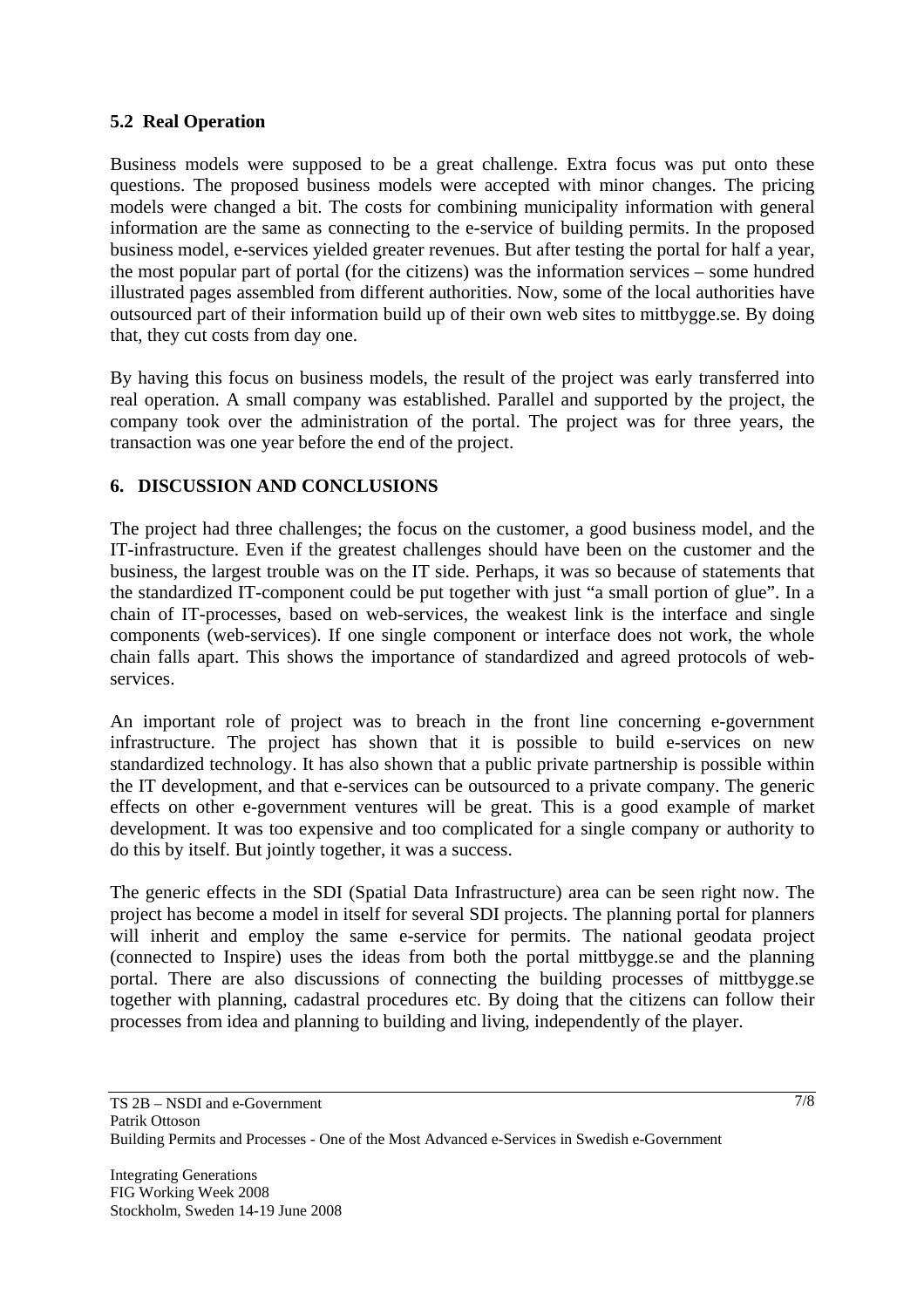### 5.2 Real Operation

Business models were supposed to be a great challenge. Extra focus was put onto these questions. The proposed business models were accepted with minor changes. The pricing models were changed a bit. The costs for combining municipality information with general information are the same as connecting to the e-service of building permits. In the proposed business model, e-services yielded greater revenues. But after testing the portal for half a year, the most popular part of portal (for the citizens) was the information services – some hundred illustrated pages assembled from different authorities. Now, some of the local authorities have outsourced part of their information build up of their own web sites to mittbygge.se. By doing that, they cut costs from day one.

By having this focus on business models, the result of the project was early transferred into real operation. A small company was established. Parallel and supported by the project, the company took over the administration of the portal. The project was for three years, the transaction was one year before the end of the project.

## 6. DISCUSSION AND CONCLUSIONS

The project had three challenges; the focus on the customer, a good business model, and the IT-infrastructure. Even if the greatest challenges should have been on the customer and the business, the largest trouble was on the IT side. Perhaps, it was so because of statements that the standardized IT-component could be put together with just "a small portion of glue". In a chain of IT-processes, based on web-services, the weakest link is the interface and single components (web-services). If one single component or interface does not work, the whole chain falls apart. This shows the importance of standardized and agreed protocols of web-services.

An important role of project was to breach in the front line concerning e-government infrastructure. The project has shown that it is possible to build e-services on new standardized technology. It has also shown that a public private partnership is possible within the IT development, and that e-services can be outsourced to a private company. The generic effects on other e-government ventures will be great. This is a good example of market development. It was too expensive and too complicated for a single company or authority to do this by itself. But jointly together, it was a success.

The generic effects in the SDI (Spatial Data Infrastructure) area can be seen right now. The project has become a model in itself for several SDI projects. The planning portal for planners will inherit and employ the same e-service for permits. The national geodata project (connected to Inspire) uses the ideas from both the portal mittbygge.se and the planning portal. There are also discussions of connecting the building processes of mittbygge.se together with planning, cadastral procedures etc. By doing that the citizens can follow their processes from idea and planning to building and living, independently of the player.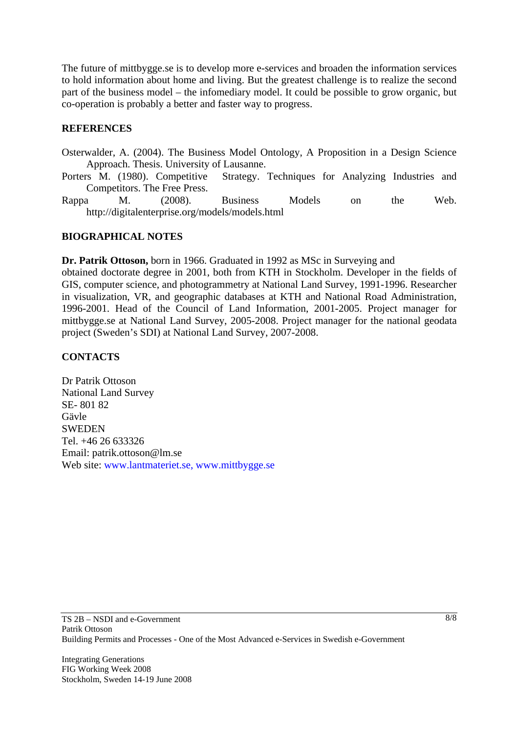The future of mittbygge.se is to develop more e-services and broaden the information services to hold information about home and living. But the greatest challenge is to realize the second part of the business model – the infomediary model. It could be possible to grow organic, but co-operation is probably a better and faster way to progress.

## REFERENCES

Osterwalder, A. (2004). The Business Model Ontology, A Proposition in a Design Science Approach. Thesis. University of Lausanne.

Porters M. (1980). Competitive Strategy. Techniques for Analyzing Industries and Competitors. The Free Press.

Rappa M. (2008). Business Models on the Web. http://digitalenterprise.org/models/models.html

## BIOGRAPHICAL NOTES

**Dr. Patrik Ottoson,** born in 1966. Graduated in 1992 as MSc in Surveying and obtained doctorate degree in 2001, both from KTH in Stockholm. Developer in the fields of GIS, computer science, and photogrammetry at National Land Survey, 1991-1996. Researcher in visualization, VR, and geographic databases at KTH and National Road Administration, 1996-2001. Head of the Council of Land Information, 2001-2005. Project manager for mittbygge.se at National Land Survey, 2005-2008. Project manager for the national geodata project (Sweden's SDI) at National Land Survey, 2007-2008.

## CONTACTS

Dr Patrik Ottoson  
National Land Survey  
SE- 801 82  
Gävle  
SWEDEN  
Tel. +46 26 633326  
Email: patrik.ottoson@lm.se  
Web site: www.lantmateriet.se, www.mittbygge.se